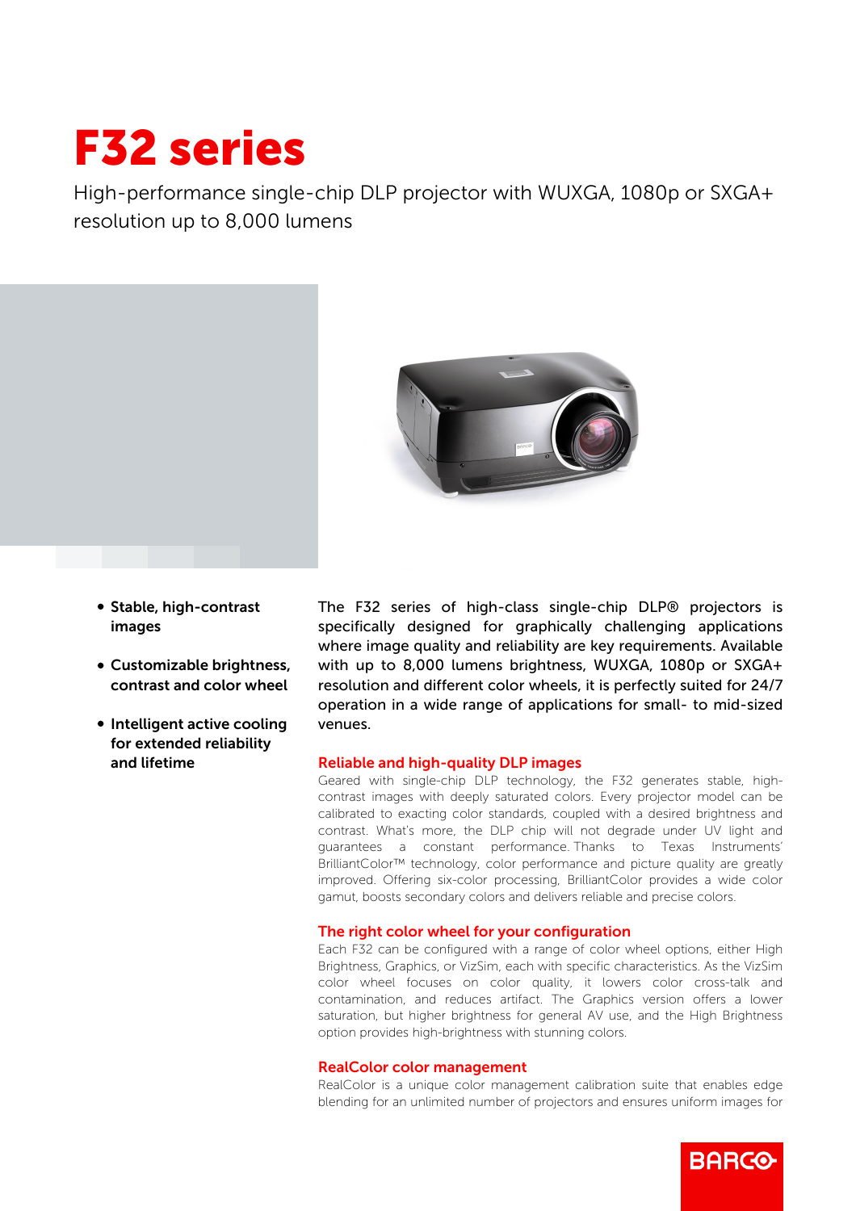# F32 series

High-performance single-chip DLP projector with WUXGA, 1080p or SXGA+ resolution up to 8,000 lumens

- **Stable, high-contrast images**
- **Customizable brightness, contrast and color wheel**
- **Intelligent active cooling for extended reliability and lifetime**

The F32 series of high-class single-chip DLP® projectors is specifically designed for graphically challenging applications where image quality and reliability are key requirements. Available with up to 8,000 lumens brightness, WUXGA, 1080p or SXGA+ resolution and different color wheels, it is perfectly suited for 24/7 operation in a wide range of applications for small- to mid-sized venues.

## Reliable and high-quality DLP images

Geared with single-chip DLP technology, the F32 generates stable, high-contrast images with deeply saturated colors. Every projector model can be calibrated to exacting color standards, coupled with a desired brightness and contrast. What's more, the DLP chip will not degrade under UV light and guarantees a constant performance. Thanks to Texas Instruments' BrilliantColor™ technology, color performance and picture quality are greatly improved. Offering six-color processing, BrilliantColor provides a wide color gamut, boosts secondary colors and delivers reliable and precise colors.

## The right color wheel for your configuration

Each F32 can be configured with a range of color wheel options, either High Brightness, Graphics, or VizSim, each with specific characteristics. As the VizSim color wheel focuses on color quality, it lowers color cross-talk and contamination, and reduces artifact. The Graphics version offers a lower saturation, but higher brightness for general AV use, and the High Brightness option provides high-brightness with stunning colors.

## RealColor color management

RealColor is a unique color management calibration suite that enables edge blending for an unlimited number of projectors and ensures uniform images for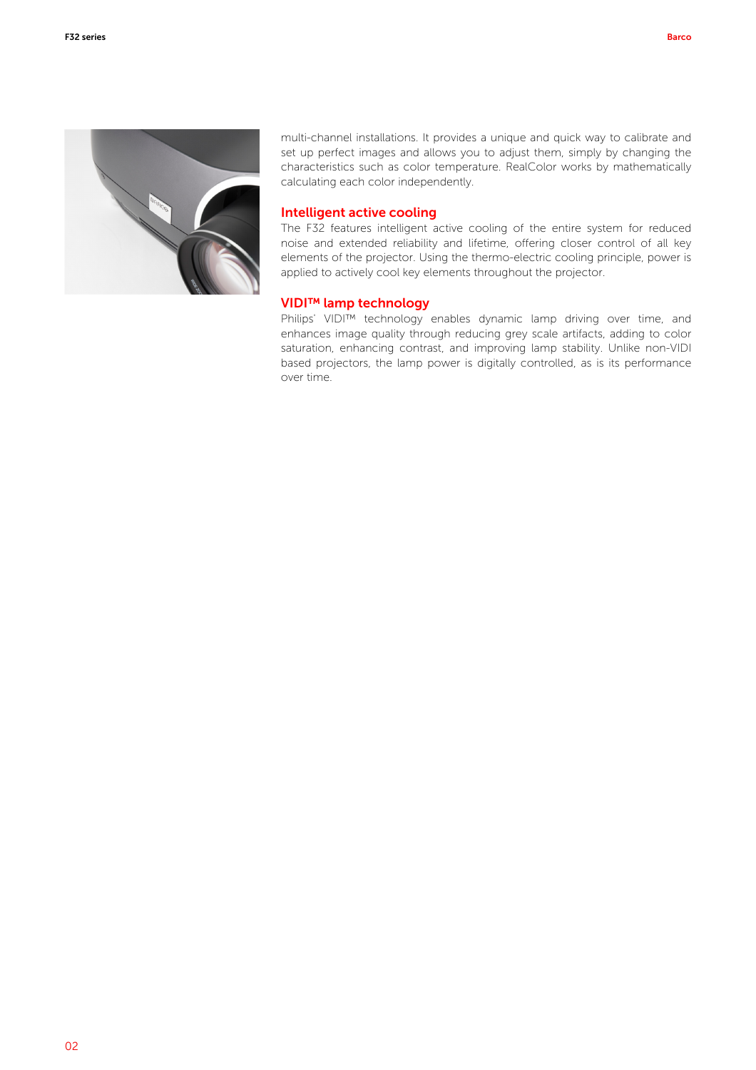multi-channel installations. It provides a unique and quick way to calibrate and set up perfect images and allows you to adjust them, simply by changing the characteristics such as color temperature. RealColor works by mathematically calculating each color independently.

## Intelligent active cooling

The F32 features intelligent active cooling of the entire system for reduced noise and extended reliability and lifetime, offering closer control of all key elements of the projector. Using the thermo-electric cooling principle, power is applied to actively cool key elements throughout the projector.

## VIDI™ lamp technology

Philips' VIDI™ technology enables dynamic lamp driving over time, and enhances image quality through reducing grey scale artifacts, adding to color saturation, enhancing contrast, and improving lamp stability. Unlike non-VIDI based projectors, the lamp power is digitally controlled, as is its performance over time.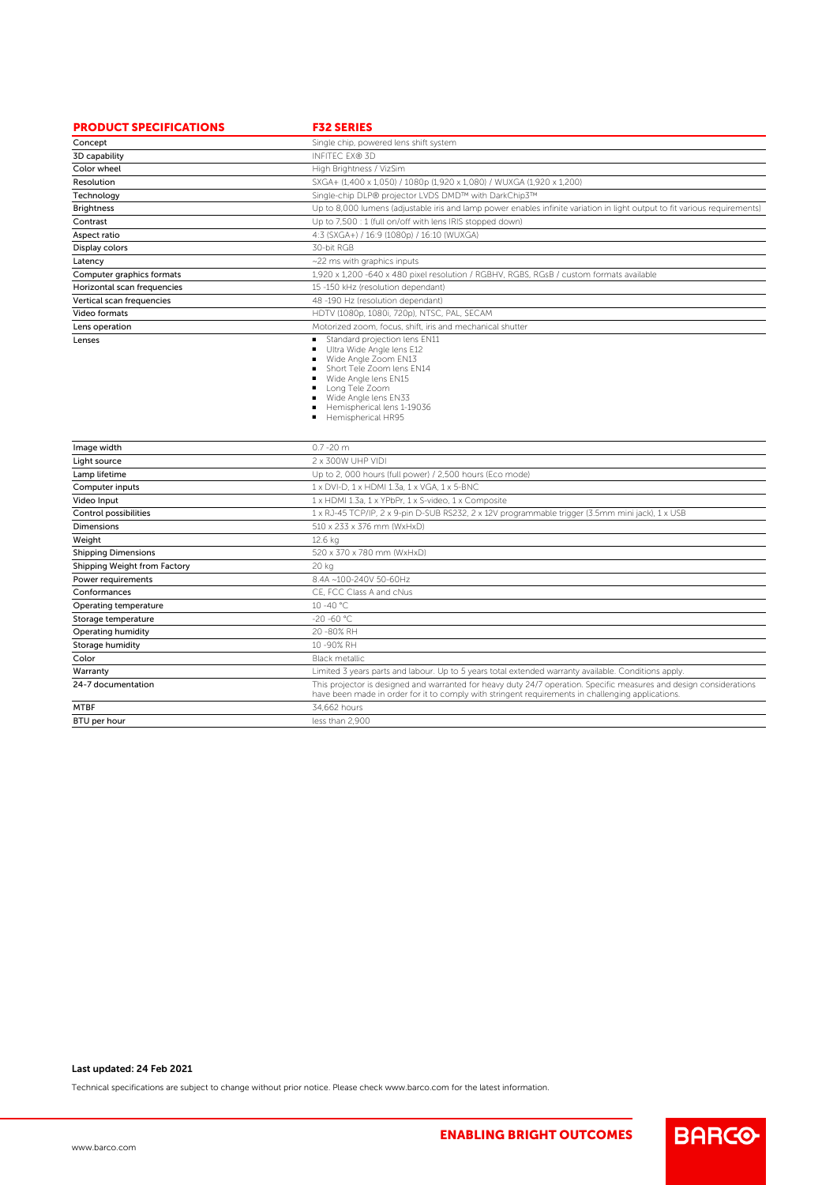| PRODUCT SPECIFICATIONS | F32 SERIES |
| --- | --- |
| Concept | Single chip, powered lens shift system |
| 3D capability | INFITEC EX® 3D |
| Color wheel | High Brightness / VizSim |
| Resolution | SXGA+ (1,400 x 1,050) / 1080p (1,920 x 1,080) / WUXGA (1,920 x 1,200) |
| Technology | Single-chip DLP® projector LVDS DMD™ with DarkChip3™ |
| Brightness | Up to 8,000 lumens (adjustable iris and lamp power enables infinite variation in light output to fit various requirements) |
| Contrast | Up to 7,500 : 1 (full on/off with lens IRIS stopped down) |
| Aspect ratio | 4:3 (SXGA+) / 16:9 (1080p) / 16:10 (WUXGA) |
| Display colors | 30-bit RGB |
| Latency | ~22 ms with graphics inputs |
| Computer graphics formats | 1,920 x 1,200 -640 x 480 pixel resolution / RGBHV, RGBS, RGsB / custom formats available |
| Horizontal scan frequencies | 15 -150 kHz (resolution dependant) |
| Vertical scan frequencies | 48 -190 Hz (resolution dependant) |
| Video formats | HDTV (1080p, 1080i, 720p), NTSC, PAL, SECAM |
| Lens operation | Motorized zoom, focus, shift, iris and mechanical shutter |
| Lenses | ■ Standard projection lens EN11<br>■ Ultra Wide Angle lens E12<br>■ Wide Angle Zoom EN13<br>■ Short Tele Zoom lens EN14<br>■ Wide Angle lens EN15<br>■ Long Tele Zoom<br>■ Wide Angle lens EN33<br>■ Hemispherical lens 1-19036<br>■ Hemispherical HR95 |
| Image width | 0.7 -20 m |
| Light source | 2 x 300W UHP VIDI |
| Lamp lifetime | Up to 2, 000 hours (full power) / 2,500 hours (Eco mode) |
| Computer inputs | 1 x DVI-D, 1 x HDMI 1.3a, 1 x VGA, 1 x 5-BNC |
| Video Input | 1 x HDMI 1.3a, 1 x YPbPr, 1 x S-video, 1 x Composite |
| Control possibilities | 1 x RJ-45 TCP/IP, 2 x 9-pin D-SUB RS232, 2 x 12V programmable trigger (3.5mm mini jack), 1 x USB |
| Dimensions | 510 x 233 x 376 mm (WxHxD) |
| Weight | 12.6 kg |
| Shipping Dimensions | 520 x 370 x 780 mm (WxHxD) |
| Shipping Weight from Factory | 20 kg |
| Power requirements | 8.4A ~100-240V 50-60Hz |
| Conformances | CE, FCC Class A and cNus |
| Operating temperature | 10 -40 °C |
| Storage temperature | -20 -60 °C |
| Operating humidity | 20 -80% RH |
| Storage humidity | 10 -90% RH |
| Color | Black metallic |
| Warranty | Limited 3 years parts and labour. Up to 5 years total extended warranty available. Conditions apply. |
| 24-7 documentation | This projector is designed and warranted for heavy duty 24/7 operation. Specific measures and design considerations have been made in order for it to comply with stringent requirements in challenging applications. |
| MTBF | 34,662 hours |
| BTU per hour | less than 2,900 |

**Last updated: 24 Feb 2021**

Technical specifications are subject to change without prior notice. Please check www.barco.com for the latest information.

**ENABLING BRIGHT OUTCOMES**

BARCO

www.barco.com